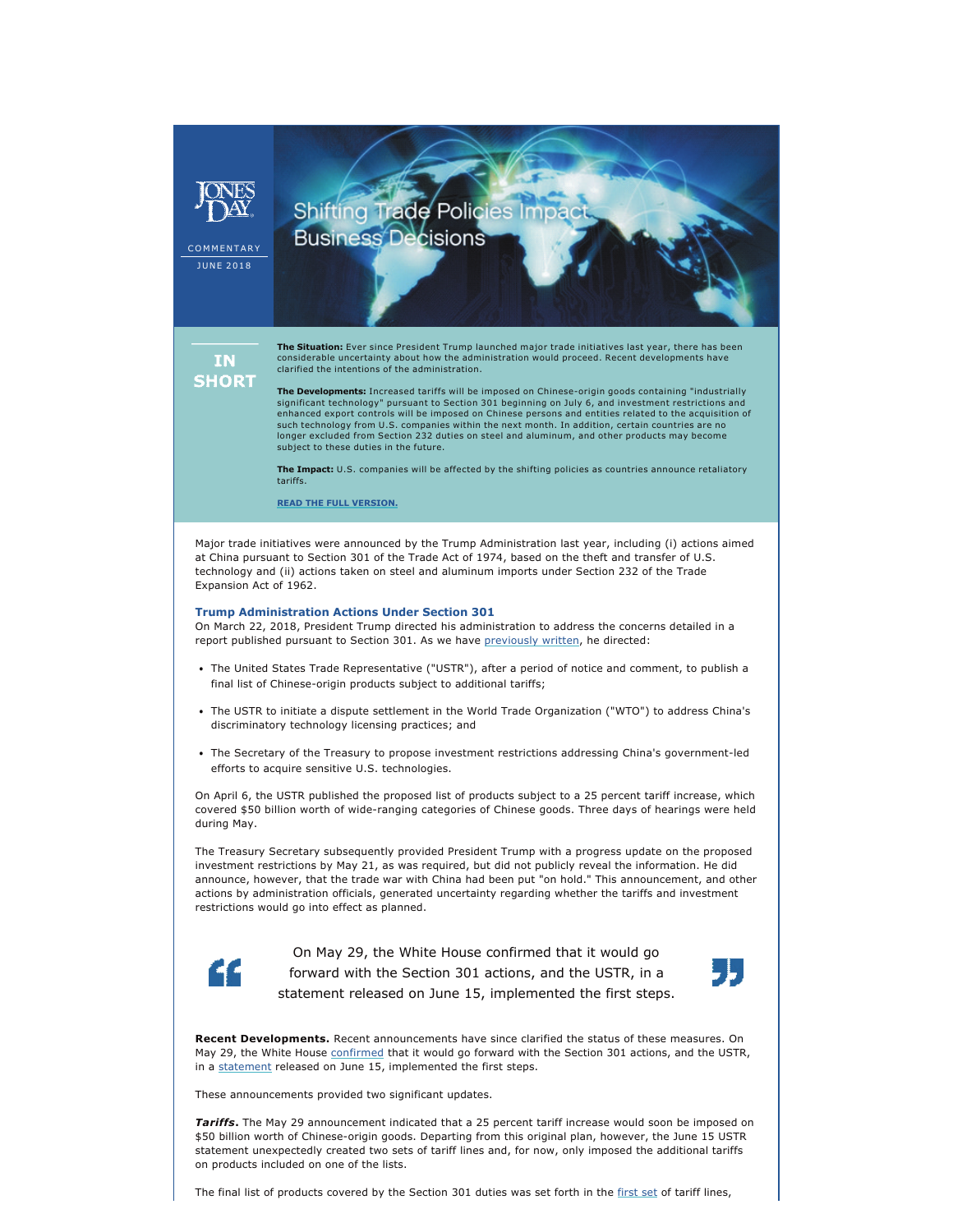JONES DAY

COMMENTARY

JUNE 2018

# Shifting Trade Policies Impact Business Decisions

**IN SHORT**

**The Situation:** Ever since President Trump launched major trade initiatives last year, there has been considerable uncertainty about how the administration would proceed. Recent developments have clarified the intentions of the administration.

**The Developments:** Increased tariffs will be imposed on Chinese-origin goods containing "industrially significant technology" pursuant to Section 301 beginning on July 6, and investment restrictions and enhanced export controls will be imposed on Chinese persons and entities related to the acquisition of such technology from U.S. companies within the next month. In addition, certain countries are no longer excluded from Section 232 duties on steel and aluminum, and other products may become subject to these duties in the future.

**The Impact:** U.S. companies will be affected by the shifting policies as countries announce retaliatory tariffs.

**READ THE FULL VERSION.**

Major trade initiatives were announced by the Trump Administration last year, including (i) actions aimed at China pursuant to Section 301 of the Trade Act of 1974, based on the theft and transfer of U.S. technology and (ii) actions taken on steel and aluminum imports under Section 232 of the Trade Expansion Act of 1962.

## Trump Administration Actions Under Section 301

On March 22, 2018, President Trump directed his administration to address the concerns detailed in a report published pursuant to Section 301. As we have previously written, he directed:

- The United States Trade Representative ("USTR"), after a period of notice and comment, to publish a final list of Chinese-origin products subject to additional tariffs;
- The USTR to initiate a dispute settlement in the World Trade Organization ("WTO") to address China's discriminatory technology licensing practices; and
- The Secretary of the Treasury to propose investment restrictions addressing China's government-led efforts to acquire sensitive U.S. technologies.

On April 6, the USTR published the proposed list of products subject to a 25 percent tariff increase, which covered $50 billion worth of wide-ranging categories of Chinese goods. Three days of hearings were held during May.

The Treasury Secretary subsequently provided President Trump with a progress update on the proposed investment restrictions by May 21, as was required, but did not publicly reveal the information. He did announce, however, that the trade war with China had been put "on hold." This announcement, and other actions by administration officials, generated uncertainty regarding whether the tariffs and investment restrictions would go into effect as planned.

> On May 29, the White House confirmed that it would go forward with the Section 301 actions, and the USTR, in a statement released on June 15, implemented the first steps.

**Recent Developments.** Recent announcements have since clarified the status of these measures. On May 29, the White House confirmed that it would go forward with the Section 301 actions, and the USTR, in a statement released on June 15, implemented the first steps.

These announcements provided two significant updates.

***Tariffs.*** The May 29 announcement indicated that a 25 percent tariff increase would soon be imposed on $50 billion worth of Chinese-origin goods. Departing from this original plan, however, the June 15 USTR statement unexpectedly created two sets of tariff lines and, for now, only imposed the additional tariffs on products included on one of the lists.

The final list of products covered by the Section 301 duties was set forth in the first set of tariff lines,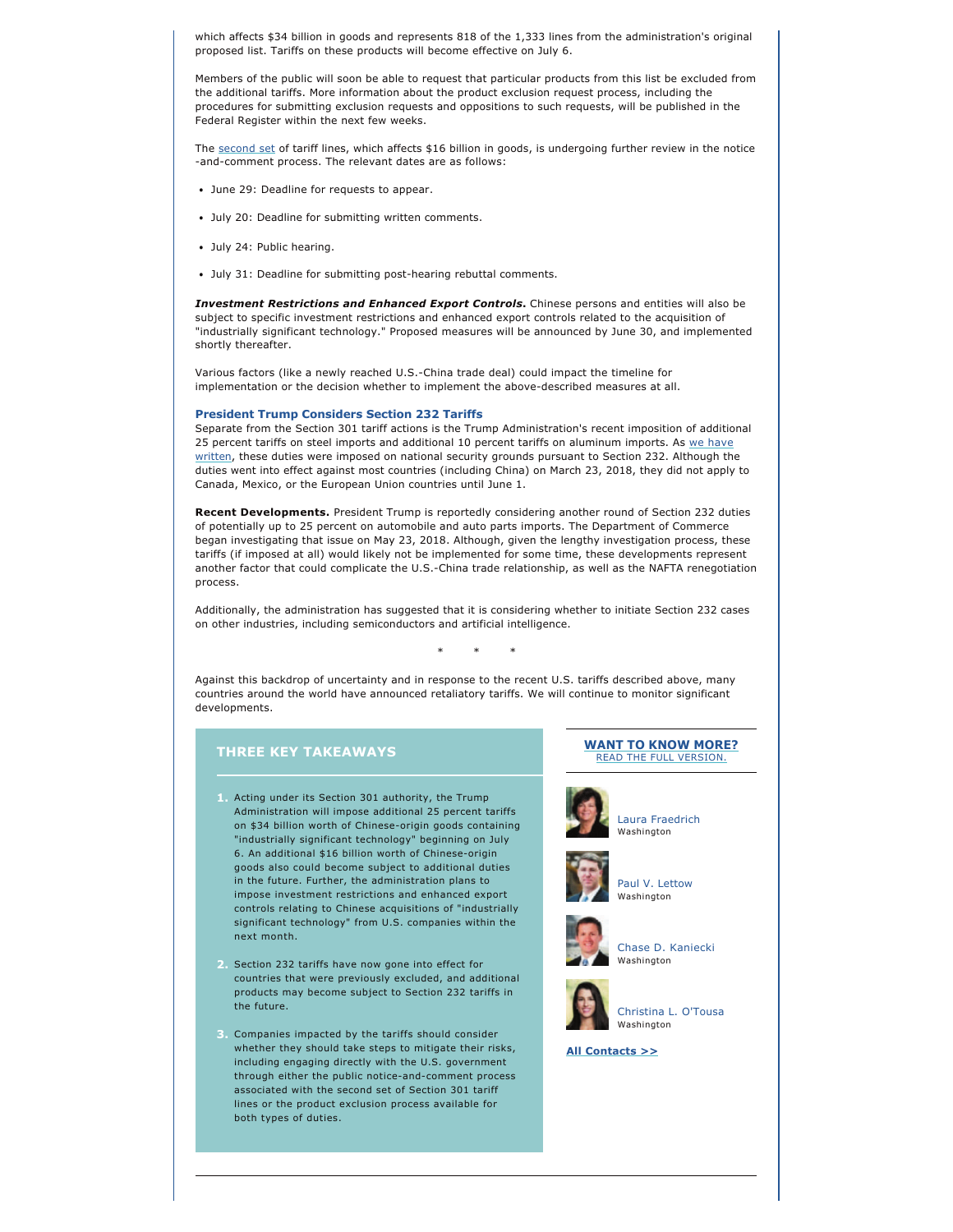which affects $34 billion in goods and represents 818 of the 1,333 lines from the administration's original proposed list. Tariffs on these products will become effective on July 6.

Members of the public will soon be able to request that particular products from this list be excluded from the additional tariffs. More information about the product exclusion request process, including the procedures for submitting exclusion requests and oppositions to such requests, will be published in the Federal Register within the next few weeks.

The second set of tariff lines, which affects $16 billion in goods, is undergoing further review in the notice -and-comment process. The relevant dates are as follows:

- June 29: Deadline for requests to appear.
- July 20: Deadline for submitting written comments.
- July 24: Public hearing.
- July 31: Deadline for submitting post-hearing rebuttal comments.

***Investment Restrictions and Enhanced Export Controls.*** Chinese persons and entities will also be subject to specific investment restrictions and enhanced export controls related to the acquisition of "industrially significant technology." Proposed measures will be announced by June 30, and implemented shortly thereafter.

Various factors (like a newly reached U.S.-China trade deal) could impact the timeline for implementation or the decision whether to implement the above-described measures at all.

### President Trump Considers Section 232 Tariffs

Separate from the Section 301 tariff actions is the Trump Administration's recent imposition of additional 25 percent tariffs on steel imports and additional 10 percent tariffs on aluminum imports. As we have written, these duties were imposed on national security grounds pursuant to Section 232. Although the duties went into effect against most countries (including China) on March 23, 2018, they did not apply to Canada, Mexico, or the European Union countries until June 1.

**Recent Developments.** President Trump is reportedly considering another round of Section 232 duties of potentially up to 25 percent on automobile and auto parts imports. The Department of Commerce began investigating that issue on May 23, 2018. Although, given the lengthy investigation process, these tariffs (if imposed at all) would likely not be implemented for some time, these developments represent another factor that could complicate the U.S.-China trade relationship, as well as the NAFTA renegotiation process.

Additionally, the administration has suggested that it is considering whether to initiate Section 232 cases on other industries, including semiconductors and artificial intelligence.

\* \* \*

Against this backdrop of uncertainty and in response to the recent U.S. tariffs described above, many countries around the world have announced retaliatory tariffs. We will continue to monitor significant developments.

### THREE KEY TAKEAWAYS

1. Acting under its Section 301 authority, the Trump Administration will impose additional 25 percent tariffs on $34 billion worth of Chinese-origin goods containing "industrially significant technology" beginning on July 6. An additional $16 billion worth of Chinese-origin goods also could become subject to additional duties in the future. Further, the administration plans to impose investment restrictions and enhanced export controls relating to Chinese acquisitions of "industrially significant technology" from U.S. companies within the next month.
2. Section 232 tariffs have now gone into effect for countries that were previously excluded, and additional products may become subject to Section 232 tariffs in the future.
3. Companies impacted by the tariffs should consider whether they should take steps to mitigate their risks, including engaging directly with the U.S. government through either the public notice-and-comment process associated with the second set of Section 301 tariff lines or the product exclusion process available for both types of duties.

**WANT TO KNOW MORE?**
READ THE FULL VERSION.

Laura Fraedrich
Washington

Paul V. Lettow
Washington

Chase D. Kaniecki
Washington

Christina L. O'Tousa
Washington

**All Contacts >>**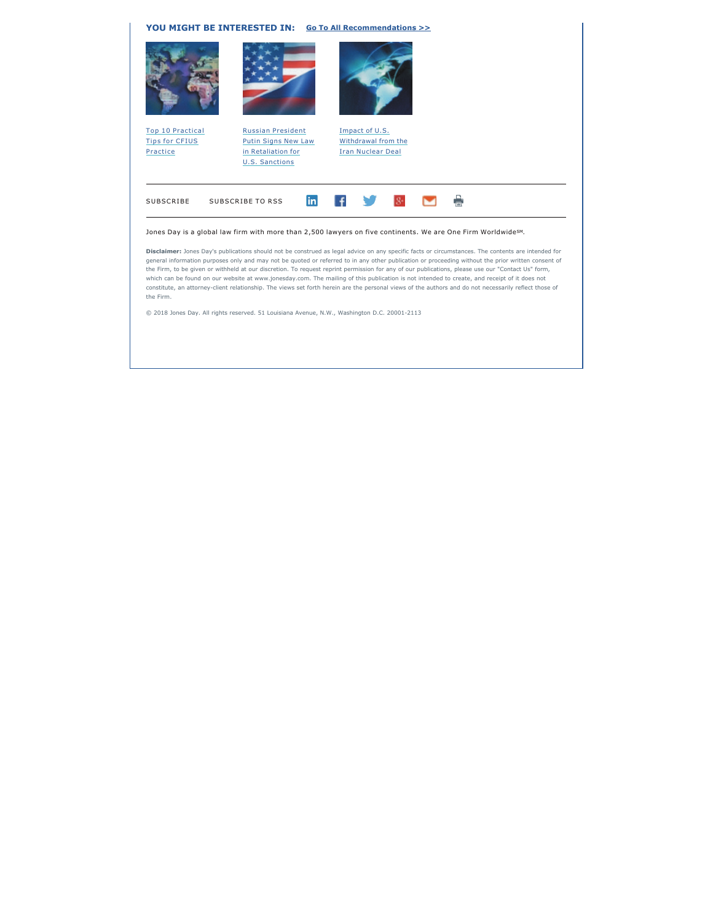**YOU MIGHT BE INTERESTED IN:** Go To All Recommendations >>

Top 10 Practical Tips for CFIUS Practice

Russian President Putin Signs New Law in Retaliation for U.S. Sanctions

Impact of U.S. Withdrawal from the Iran Nuclear Deal

SUBSCRIBE    SUBSCRIBE TO RSS

Jones Day is a global law firm with more than 2,500 lawyers on five continents. We are One Firm Worldwide℠.

**Disclaimer:** Jones Day's publications should not be construed as legal advice on any specific facts or circumstances. The contents are intended for general information purposes only and may not be quoted or referred to in any other publication or proceeding without the prior written consent of the Firm, to be given or withheld at our discretion. To request reprint permission for any of our publications, please use our "Contact Us" form, which can be found on our website at www.jonesday.com. The mailing of this publication is not intended to create, and receipt of it does not constitute, an attorney-client relationship. The views set forth herein are the personal views of the authors and do not necessarily reflect those of the Firm.

© 2018 Jones Day. All rights reserved. 51 Louisiana Avenue, N.W., Washington D.C. 20001-2113